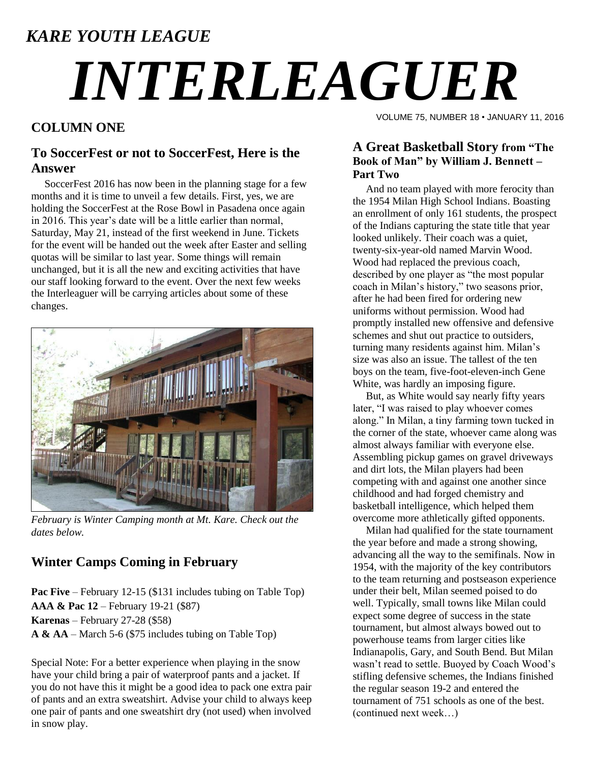## *KARE YOUTH LEAGUE*

# *INTERLEAGUER*

VOLUME 75, NUMBER 18 • JANUARY 11, 2016

## COLUMN ONE

### To SoccerFest or not to SoccerFest, Here is the Answer

SoccerFest 2016 has now been in the planning stage for a few months and it is time to unveil a few details. First, yes, we are holding the SoccerFest at the Rose Bowl in Pasadena once again in 2016. This year's date will be a little earlier than normal, Saturday, May 21, instead of the first weekend in June. Tickets for the event will be handed out the week after Easter and selling quotas will be similar to last year. Some things will remain unchanged, but it is all the new and exciting activities that have our staff looking forward to the event. Over the next few weeks the Interleaguer will be carrying articles about some of these changes.

*February is Winter Camping month at Mt. Kare. Check out the dates below.*

### Winter Camps Coming in February

**Pac Five** – February 12-15 ($131 includes tubing on Table Top)
**AAA & Pac 12** – February 19-21 ($87)
**Karenas** – February 27-28 ($58)
**A & AA** – March 5-6 ($75 includes tubing on Table Top)

Special Note: For a better experience when playing in the snow have your child bring a pair of waterproof pants and a jacket. If you do not have this it might be a good idea to pack one extra pair of pants and an extra sweatshirt. Advise your child to always keep one pair of pants and one sweatshirt dry (not used) when involved in snow play.

### A Great Basketball Story from "The Book of Man" by William J. Bennett – Part Two

And no team played with more ferocity than the 1954 Milan High School Indians. Boasting an enrollment of only 161 students, the prospect of the Indians capturing the state title that year looked unlikely. Their coach was a quiet, twenty-six-year-old named Marvin Wood. Wood had replaced the previous coach, described by one player as "the most popular coach in Milan's history," two seasons prior, after he had been fired for ordering new uniforms without permission. Wood had promptly installed new offensive and defensive schemes and shut out practice to outsiders, turning many residents against him. Milan's size was also an issue. The tallest of the ten boys on the team, five-foot-eleven-inch Gene White, was hardly an imposing figure.

But, as White would say nearly fifty years later, "I was raised to play whoever comes along." In Milan, a tiny farming town tucked in the corner of the state, whoever came along was almost always familiar with everyone else. Assembling pickup games on gravel driveways and dirt lots, the Milan players had been competing with and against one another since childhood and had forged chemistry and basketball intelligence, which helped them overcome more athletically gifted opponents.

Milan had qualified for the state tournament the year before and made a strong showing, advancing all the way to the semifinals. Now in 1954, with the majority of the key contributors to the team returning and postseason experience under their belt, Milan seemed poised to do well. Typically, small towns like Milan could expect some degree of success in the state tournament, but almost always bowed out to powerhouse teams from larger cities like Indianapolis, Gary, and South Bend. But Milan wasn't read to settle. Buoyed by Coach Wood's stifling defensive schemes, the Indians finished the regular season 19-2 and entered the tournament of 751 schools as one of the best. (continued next week…)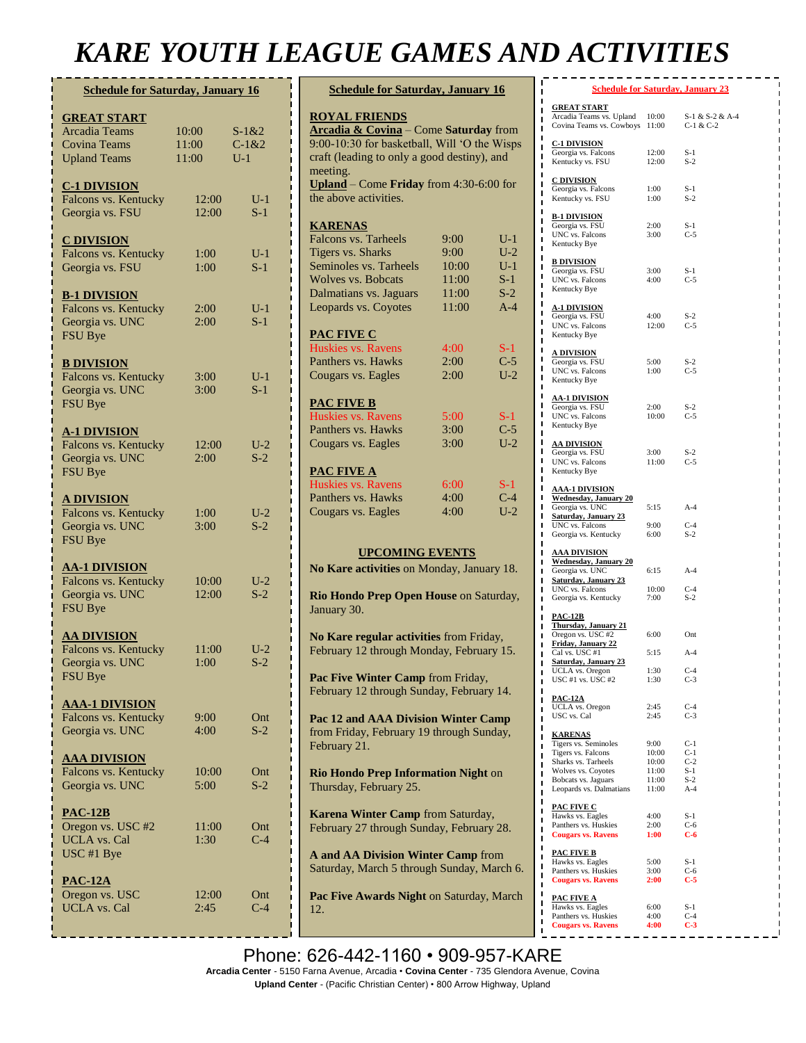# KARE YOUTH LEAGUE GAMES AND ACTIVITIES

## Schedule for Saturday, January 16

**GREAT START**

| | | |
|---|---|---|
| Arcadia Teams | 10:00 | S-1&2 |
| Covina Teams | 11:00 | C-1&2 |
| Upland Teams | 11:00 | U-1 |

**C-1 DIVISION**

| | | |
|---|---|---|
| Falcons vs. Kentucky | 12:00 | U-1 |
| Georgia vs. FSU | 12:00 | S-1 |

**C DIVISION**

| | | |
|---|---|---|
| Falcons vs. Kentucky | 1:00 | U-1 |
| Georgia vs. FSU | 1:00 | S-1 |

**B-1 DIVISION**

| | | |
|---|---|---|
| Falcons vs. Kentucky | 2:00 | U-1 |
| Georgia vs. UNC | 2:00 | S-1 |
| FSU Bye | | |

**B DIVISION**

| | | |
|---|---|---|
| Falcons vs. Kentucky | 3:00 | U-1 |
| Georgia vs. UNC | 3:00 | S-1 |
| FSU Bye | | |

**A-1 DIVISION**

| | | |
|---|---|---|
| Falcons vs. Kentucky | 12:00 | U-2 |
| Georgia vs. UNC | 2:00 | S-2 |
| FSU Bye | | |

**A DIVISION**

| | | |
|---|---|---|
| Falcons vs. Kentucky | 1:00 | U-2 |
| Georgia vs. UNC | 3:00 | S-2 |
| FSU Bye | | |

**AA-1 DIVISION**

| | | |
|---|---|---|
| Falcons vs. Kentucky | 10:00 | U-2 |
| Georgia vs. UNC | 12:00 | S-2 |
| FSU Bye | | |

**AA DIVISION**

| | | |
|---|---|---|
| Falcons vs. Kentucky | 11:00 | U-2 |
| Georgia vs. UNC | 1:00 | S-2 |
| FSU Bye | | |

**AAA-1 DIVISION**

| | | |
|---|---|---|
| Falcons vs. Kentucky | 9:00 | Ont |
| Georgia vs. UNC | 4:00 | S-2 |

**AAA DIVISION**

| | | |
|---|---|---|
| Falcons vs. Kentucky | 10:00 | Ont |
| Georgia vs. UNC | 5:00 | S-2 |

**PAC-12B**

| | | |
|---|---|---|
| Oregon vs. USC #2 | 11:00 | Ont |
| UCLA vs. Cal | 1:30 | C-4 |
| USC #1 Bye | | |

**PAC-12A**

| | | |
|---|---|---|
| Oregon vs. USC | 12:00 | Ont |
| UCLA vs. Cal | 2:45 | C-4 |

## Schedule for Saturday, January 16

**ROYAL FRIENDS**

**Arcadia & Covina** – Come **Saturday** from 9:00-10:30 for basketball, Will 'O the Wisps craft (leading to only a good destiny), and meeting.

**Upland** – Come **Friday** from 4:30-6:00 for the above activities.

**KARENAS**

| | | |
|---|---|---|
| Falcons vs. Tarheels | 9:00 | U-1 |
| Tigers vs. Sharks | 9:00 | U-2 |
| Seminoles vs. Tarheels | 10:00 | U-1 |
| Wolves vs. Bobcats | 11:00 | S-1 |
| Dalmatians vs. Jaguars | 11:00 | S-2 |
| Leopards vs. Coyotes | 11:00 | A-4 |

**PAC FIVE C**

| | | |
|---|---|---|
| Huskies vs. Ravens | 4:00 | S-1 |
| Panthers vs. Hawks | 2:00 | C-5 |
| Cougars vs. Eagles | 2:00 | U-2 |

**PAC FIVE B**

| | | |
|---|---|---|
| Huskies vs. Ravens | 5:00 | S-1 |
| Panthers vs. Hawks | 3:00 | C-5 |
| Cougars vs. Eagles | 3:00 | U-2 |

**PAC FIVE A**

| | | |
|---|---|---|
| Huskies vs. Ravens | 6:00 | S-1 |
| Panthers vs. Hawks | 4:00 | C-4 |
| Cougars vs. Eagles | 4:00 | U-2 |

### UPCOMING EVENTS

**No Kare activities** on Monday, January 18.

**Rio Hondo Prep Open House** on Saturday, January 30.

**No Kare regular activities** from Friday, February 12 through Monday, February 15.

**Pac Five Winter Camp** from Friday, February 12 through Sunday, February 14.

**Pac 12 and AAA Division Winter Camp** from Friday, February 19 through Sunday, February 21.

**Rio Hondo Prep Information Night** on Thursday, February 25.

**Karena Winter Camp** from Saturday, February 27 through Sunday, February 28.

**A and AA Division Winter Camp** from Saturday, March 5 through Sunday, March 6.

**Pac Five Awards Night** on Saturday, March 12.

## Schedule for Saturday, January 23

**GREAT START**

| | | |
|---|---|---|
| Arcadia Teams vs. Upland | 10:00 | S-1 & S-2 & A-4 |
| Covina Teams vs. Cowboys | 11:00 | C-1 & C-2 |

**C-1 DIVISION**

| | | |
|---|---|---|
| Georgia vs. Falcons | 12:00 | S-1 |
| Kentucky vs. FSU | 12:00 | S-2 |

**C DIVISION**

| | | |
|---|---|---|
| Georgia vs. Falcons | 1:00 | S-1 |
| Kentucky vs. FSU | 1:00 | S-2 |

**B-1 DIVISION**

| | | |
|---|---|---|
| Georgia vs. FSU | 2:00 | S-1 |
| UNC vs. Falcons | 3:00 | C-5 |
| Kentucky Bye | | |

**B DIVISION**

| | | |
|---|---|---|
| Georgia vs. FSU | 3:00 | S-1 |
| UNC vs. Falcons | 4:00 | C-5 |
| Kentucky Bye | | |

**A-1 DIVISION**

| | | |
|---|---|---|
| Georgia vs. FSU | 4:00 | S-2 |
| UNC vs. Falcons | 12:00 | C-5 |
| Kentucky Bye | | |

**A DIVISION**

| | | |
|---|---|---|
| Georgia vs. FSU | 5:00 | S-2 |
| UNC vs. Falcons | 1:00 | C-5 |
| Kentucky Bye | | |

**AA-1 DIVISION**

| | | |
|---|---|---|
| Georgia vs. FSU | 2:00 | S-2 |
| UNC vs. Falcons | 10:00 | C-5 |
| Kentucky Bye | | |

**AA DIVISION**

| | | |
|---|---|---|
| Georgia vs. FSU | 3:00 | S-2 |
| UNC vs. Falcons | 11:00 | C-5 |
| Kentucky Bye | | |

**AAA-1 DIVISION**

| | | |
|---|---|---|
| **Wednesday, January 20** | | |
| Georgia vs. UNC | 5:15 | A-4 |
| **Saturday, January 23** | | |
| UNC vs. Falcons | 9:00 | C-4 |
| Georgia vs. Kentucky | 6:00 | S-2 |

**AAA DIVISION**

| | | |
|---|---|---|
| **Wednesday, January 20** | | |
| Georgia vs. UNC | 6:15 | A-4 |
| **Saturday, January 23** | | |
| UNC vs. Falcons | 10:00 | C-4 |
| Georgia vs. Kentucky | 7:00 | S-2 |

**PAC-12B**

| | | |
|---|---|---|
| **Thursday, January 21** | | |
| Oregon vs. USC #2 | 6:00 | Ont |
| **Friday, January 22** | | |
| Cal vs. USC #1 | 5:15 | A-4 |
| **Saturday, January 23** | | |
| UCLA vs. Oregon | 1:30 | C-4 |
| USC #1 vs. USC #2 | 1:30 | C-3 |

**PAC-12A**

| | | |
|---|---|---|
| UCLA vs. Oregon | 2:45 | C-4 |
| USC vs. Cal | 2:45 | C-3 |

**KARENAS**

| | | |
|---|---|---|
| Tigers vs. Seminoles | 9:00 | C-1 |
| Tigers vs. Falcons | 10:00 | C-1 |
| Sharks vs. Tarheels | 10:00 | C-2 |
| Wolves vs. Coyotes | 11:00 | S-1 |
| Bobcats vs. Jaguars | 11:00 | S-2 |
| Leopards vs. Dalmatians | 11:00 | A-4 |

**PAC FIVE C**

| | | |
|---|---|---|
| Hawks vs. Eagles | 4:00 | S-1 |
| Panthers vs. Huskies | 2:00 | C-6 |
| **Cougars vs. Ravens** | **1:00** | **C-6** |

**PAC FIVE B**

| | | |
|---|---|---|
| Hawks vs. Eagles | 5:00 | S-1 |
| Panthers vs. Huskies | 3:00 | C-6 |
| **Cougars vs. Ravens** | **2:00** | **C-5** |

**PAC FIVE A**

| | | |
|---|---|---|
| Hawks vs. Eagles | 6:00 | S-1 |
| Panthers vs. Huskies | 4:00 | C-4 |
| **Cougars vs. Ravens** | **4:00** | **C-3** |

Phone: 626-442-1160 • 909-957-KARE

**Arcadia Center** - 5150 Farna Avenue, Arcadia • **Covina Center** - 735 Glendora Avenue, Covina

**Upland Center** - (Pacific Christian Center) • 800 Arrow Highway, Upland